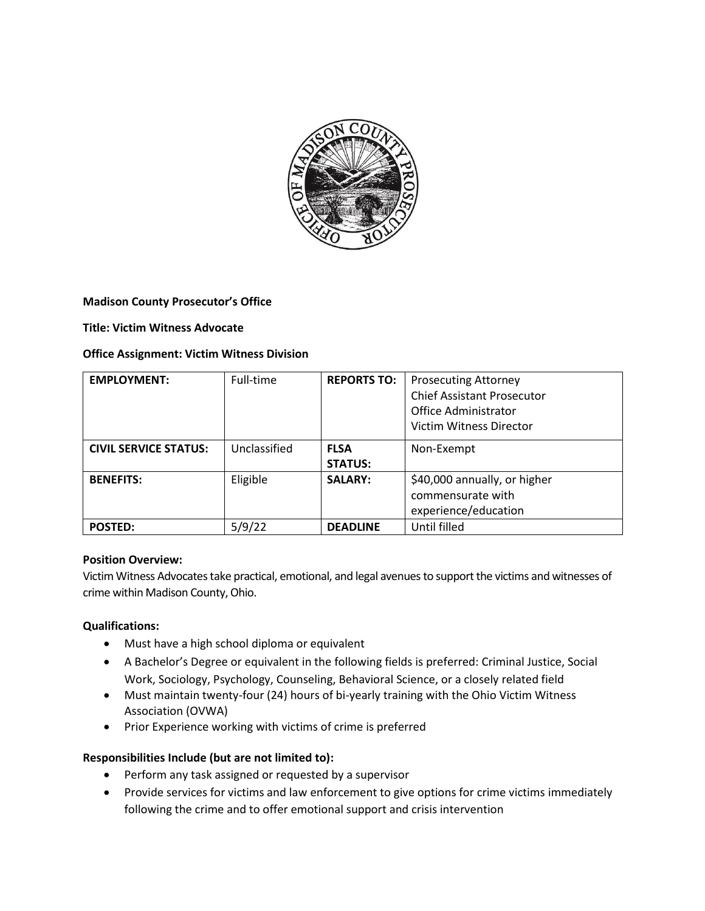**Madison County Prosecutor's Office**

**Title: Victim Witness Advocate**

**Office Assignment: Victim Witness Division**

| **EMPLOYMENT:** | Full-time | **REPORTS TO:** | Prosecuting Attorney<br>Chief Assistant Prosecutor<br>Office Administrator<br>Victim Witness Director |
|---|---|---|---|
| **CIVIL SERVICE STATUS:** | Unclassified | **FLSA STATUS:** | Non-Exempt |
| **BENEFITS:** | Eligible | **SALARY:** | $40,000 annually, or higher commensurate with experience/education |
| **POSTED:** | 5/9/22 | **DEADLINE** | Until filled |

**Position Overview:**
Victim Witness Advocates take practical, emotional, and legal avenues to support the victims and witnesses of crime within Madison County, Ohio.

**Qualifications:**

- Must have a high school diploma or equivalent
- A Bachelor's Degree or equivalent in the following fields is preferred: Criminal Justice, Social Work, Sociology, Psychology, Counseling, Behavioral Science, or a closely related field
- Must maintain twenty-four (24) hours of bi-yearly training with the Ohio Victim Witness Association (OVWA)
- Prior Experience working with victims of crime is preferred

**Responsibilities Include (but are not limited to):**

- Perform any task assigned or requested by a supervisor
- Provide services for victims and law enforcement to give options for crime victims immediately following the crime and to offer emotional support and crisis intervention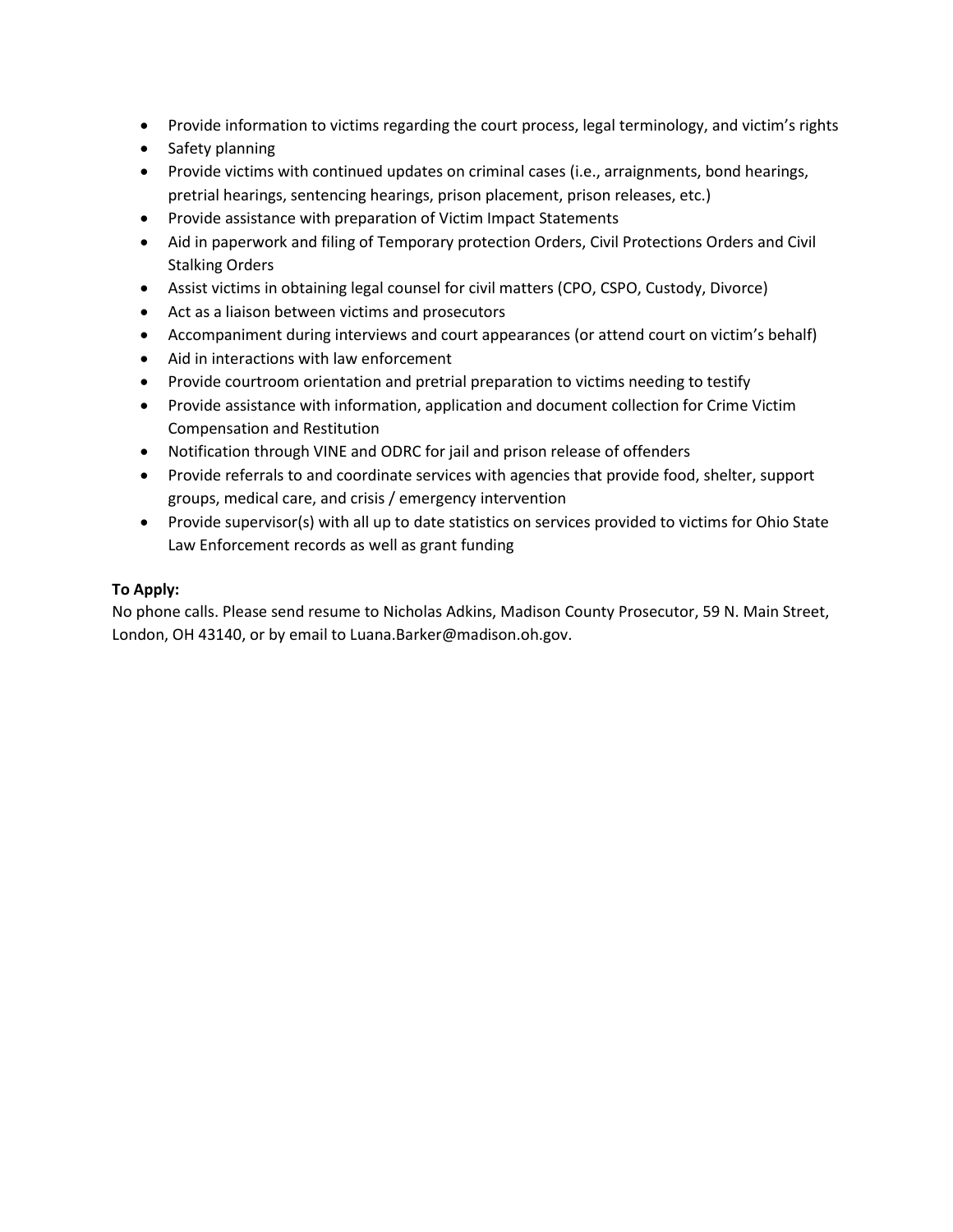- Provide information to victims regarding the court process, legal terminology, and victim's rights
- Safety planning
- Provide victims with continued updates on criminal cases (i.e., arraignments, bond hearings, pretrial hearings, sentencing hearings, prison placement, prison releases, etc.)
- Provide assistance with preparation of Victim Impact Statements
- Aid in paperwork and filing of Temporary protection Orders, Civil Protections Orders and Civil Stalking Orders
- Assist victims in obtaining legal counsel for civil matters (CPO, CSPO, Custody, Divorce)
- Act as a liaison between victims and prosecutors
- Accompaniment during interviews and court appearances (or attend court on victim's behalf)
- Aid in interactions with law enforcement
- Provide courtroom orientation and pretrial preparation to victims needing to testify
- Provide assistance with information, application and document collection for Crime Victim Compensation and Restitution
- Notification through VINE and ODRC for jail and prison release of offenders
- Provide referrals to and coordinate services with agencies that provide food, shelter, support groups, medical care, and crisis / emergency intervention
- Provide supervisor(s) with all up to date statistics on services provided to victims for Ohio State Law Enforcement records as well as grant funding

**To Apply:**
No phone calls. Please send resume to Nicholas Adkins, Madison County Prosecutor, 59 N. Main Street, London, OH 43140, or by email to Luana.Barker@madison.oh.gov.